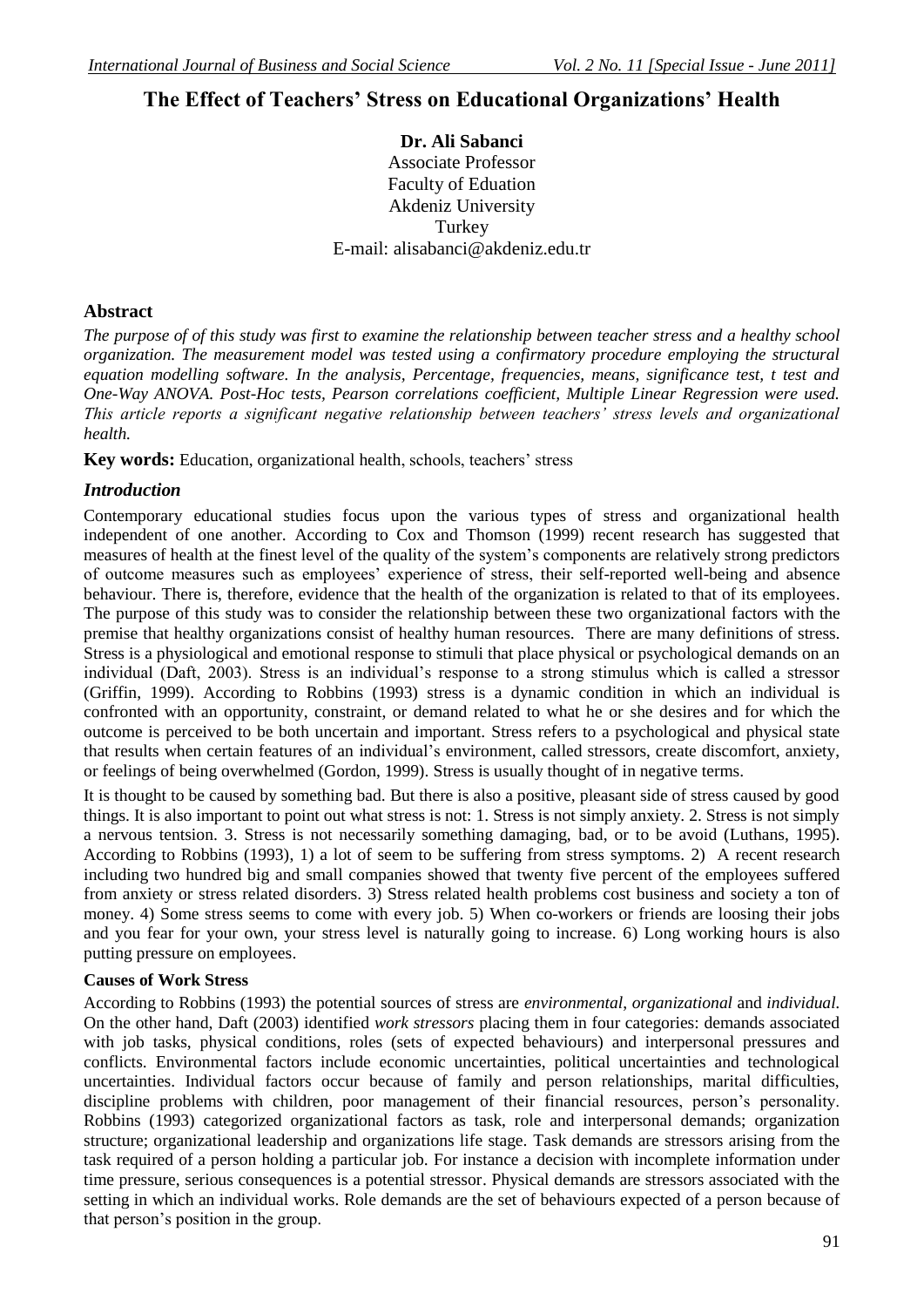# The Effect of Teachers' Stress on Educational Organizations' Health

**Dr. Ali Sabanci**
Associate Professor
Faculty of Edution
Akdeniz University
Turkey
E-mail: alisabanci@akdeniz.edu.tr

## Abstract

*The purpose of of this study was first to examine the relationship between teacher stress and a healthy school organization. The measurement model was tested using a confirmatory procedure employing the structural equation modelling software. In the analysis, Percentage, frequencies, means, significance test, t test and One-Way ANOVA. Post-Hoc tests, Pearson correlations coefficient, Multiple Linear Regression were used. This article reports a significant negative relationship between teachers' stress levels and organizational health.*

**Key words:** Education, organizational health, schools, teachers' stress

## *Introduction*

Contemporary educational studies focus upon the various types of stress and organizational health independent of one another. According to Cox and Thomson (1999) recent research has suggested that measures of health at the finest level of the quality of the system's components are relatively strong predictors of outcome measures such as employees' experience of stress, their self-reported well-being and absence behaviour. There is, therefore, evidence that the health of the organization is related to that of its employees. The purpose of this study was to consider the relationship between these two organizational factors with the premise that healthy organizations consist of healthy human resources. There are many definitions of stress. Stress is a physiological and emotional response to stimuli that place physical or psychological demands on an individual (Daft, 2003). Stress is an individual's response to a strong stimulus which is called a stressor (Griffin, 1999). According to Robbins (1993) stress is a dynamic condition in which an individual is confronted with an opportunity, constraint, or demand related to what he or she desires and for which the outcome is perceived to be both uncertain and important. Stress refers to a psychological and physical state that results when certain features of an individual's environment, called stressors, create discomfort, anxiety, or feelings of being overwhelmed (Gordon, 1999). Stress is usually thought of in negative terms.

It is thought to be caused by something bad. But there is also a positive, pleasant side of stress caused by good things. It is also important to point out what stress is not: 1. Stress is not simply anxiety. 2. Stress is not simply a nervous tentsion. 3. Stress is not necessarily something damaging, bad, or to be avoid (Luthans, 1995). According to Robbins (1993), 1) a lot of seem to be suffering from stress symptoms. 2) A recent research including two hundred big and small companies showed that twenty five percent of the employees suffered from anxiety or stress related disorders. 3) Stress related health problems cost business and society a ton of money. 4) Some stress seems to come with every job. 5) When co-workers or friends are loosing their jobs and you fear for your own, your stress level is naturally going to increase. 6) Long working hours is also putting pressure on employees.

### Causes of Work Stress

According to Robbins (1993) the potential sources of stress are *environmental*, *organizational* and *individual*. On the other hand, Daft (2003) identified *work stressors* placing them in four categories: demands associated with job tasks, physical conditions, roles (sets of expected behaviours) and interpersonal pressures and conflicts. Environmental factors include economic uncertainties, political uncertainties and technological uncertainties. Individual factors occur because of family and person relationships, marital difficulties, discipline problems with children, poor management of their financial resources, person's personality. Robbins (1993) categorized organizational factors as task, role and interpersonal demands; organization structure; organizational leadership and organizations life stage. Task demands are stressors arising from the task required of a person holding a particular job. For instance a decision with incomplete information under time pressure, serious consequences is a potential stressor. Physical demands are stressors associated with the setting in which an individual works. Role demands are the set of behaviours expected of a person because of that person's position in the group.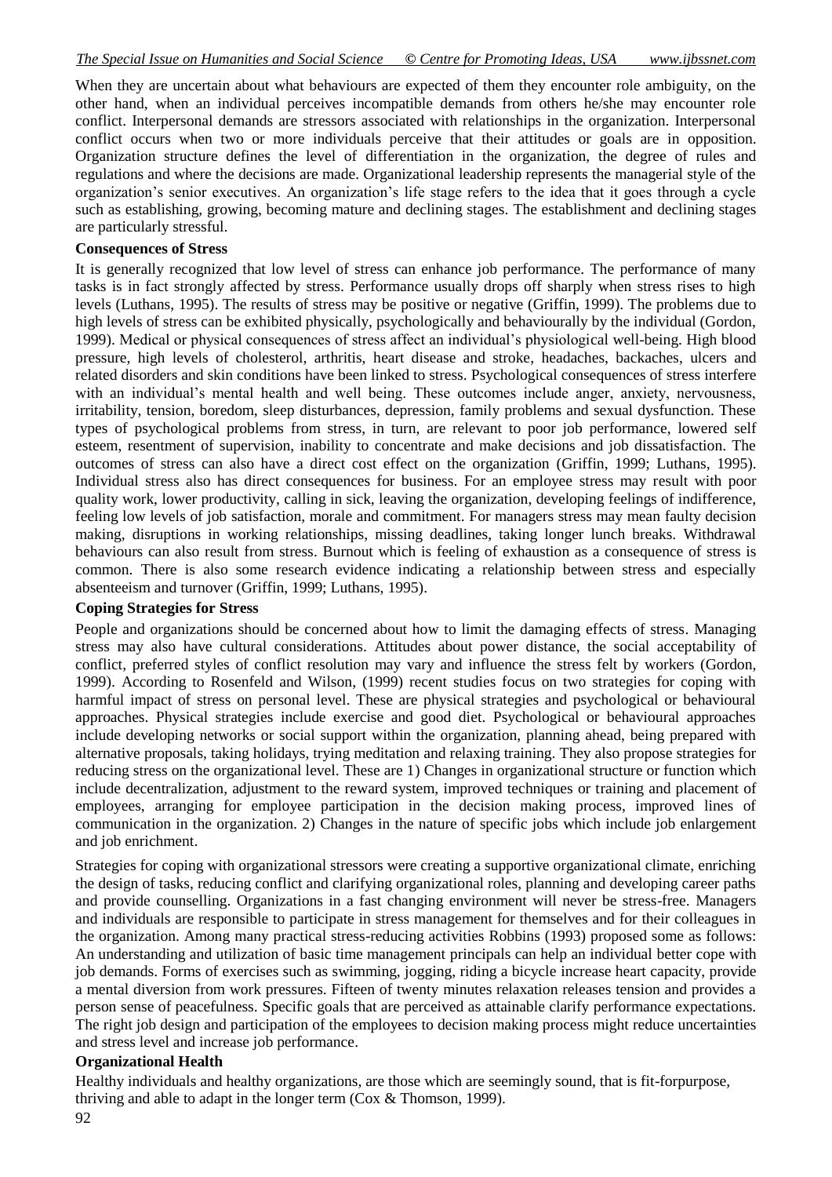When they are uncertain about what behaviours are expected of them they encounter role ambiguity, on the other hand, when an individual perceives incompatible demands from others he/she may encounter role conflict. Interpersonal demands are stressors associated with relationships in the organization. Interpersonal conflict occurs when two or more individuals perceive that their attitudes or goals are in opposition. Organization structure defines the level of differentiation in the organization, the degree of rules and regulations and where the decisions are made. Organizational leadership represents the managerial style of the organization's senior executives. An organization's life stage refers to the idea that it goes through a cycle such as establishing, growing, becoming mature and declining stages. The establishment and declining stages are particularly stressful.

**Consequences of Stress**

It is generally recognized that low level of stress can enhance job performance. The performance of many tasks is in fact strongly affected by stress. Performance usually drops off sharply when stress rises to high levels (Luthans, 1995). The results of stress may be positive or negative (Griffin, 1999). The problems due to high levels of stress can be exhibited physically, psychologically and behaviourally by the individual (Gordon, 1999). Medical or physical consequences of stress affect an individual's physiological well-being. High blood pressure, high levels of cholesterol, arthritis, heart disease and stroke, headaches, backaches, ulcers and related disorders and skin conditions have been linked to stress. Psychological consequences of stress interfere with an individual's mental health and well being. These outcomes include anger, anxiety, nervousness, irritability, tension, boredom, sleep disturbances, depression, family problems and sexual dysfunction. These types of psychological problems from stress, in turn, are relevant to poor job performance, lowered self esteem, resentment of supervision, inability to concentrate and make decisions and job dissatisfaction. The outcomes of stress can also have a direct cost effect on the organization (Griffin, 1999; Luthans, 1995). Individual stress also has direct consequences for business. For an employee stress may result with poor quality work, lower productivity, calling in sick, leaving the organization, developing feelings of indifference, feeling low levels of job satisfaction, morale and commitment. For managers stress may mean faulty decision making, disruptions in working relationships, missing deadlines, taking longer lunch breaks. Withdrawal behaviours can also result from stress. Burnout which is feeling of exhaustion as a consequence of stress is common. There is also some research evidence indicating a relationship between stress and especially absenteeism and turnover (Griffin, 1999; Luthans, 1995).

**Coping Strategies for Stress**

People and organizations should be concerned about how to limit the damaging effects of stress. Managing stress may also have cultural considerations. Attitudes about power distance, the social acceptability of conflict, preferred styles of conflict resolution may vary and influence the stress felt by workers (Gordon, 1999). According to Rosenfeld and Wilson, (1999) recent studies focus on two strategies for coping with harmful impact of stress on personal level. These are physical strategies and psychological or behavioural approaches. Physical strategies include exercise and good diet. Psychological or behavioural approaches include developing networks or social support within the organization, planning ahead, being prepared with alternative proposals, taking holidays, trying meditation and relaxing training. They also propose strategies for reducing stress on the organizational level. These are 1) Changes in organizational structure or function which include decentralization, adjustment to the reward system, improved techniques or training and placement of employees, arranging for employee participation in the decision making process, improved lines of communication in the organization. 2) Changes in the nature of specific jobs which include job enlargement and job enrichment.

Strategies for coping with organizational stressors were creating a supportive organizational climate, enriching the design of tasks, reducing conflict and clarifying organizational roles, planning and developing career paths and provide counselling. Organizations in a fast changing environment will never be stress-free. Managers and individuals are responsible to participate in stress management for themselves and for their colleagues in the organization. Among many practical stress-reducing activities Robbins (1993) proposed some as follows: An understanding and utilization of basic time management principals can help an individual better cope with job demands. Forms of exercises such as swimming, jogging, riding a bicycle increase heart capacity, provide a mental diversion from work pressures. Fifteen of twenty minutes relaxation releases tension and provides a person sense of peacefulness. Specific goals that are perceived as attainable clarify performance expectations. The right job design and participation of the employees to decision making process might reduce uncertainties and stress level and increase job performance.

**Organizational Health**

Healthy individuals and healthy organizations, are those which are seemingly sound, that is fit-forpurpose, thriving and able to adapt in the longer term (Cox & Thomson, 1999).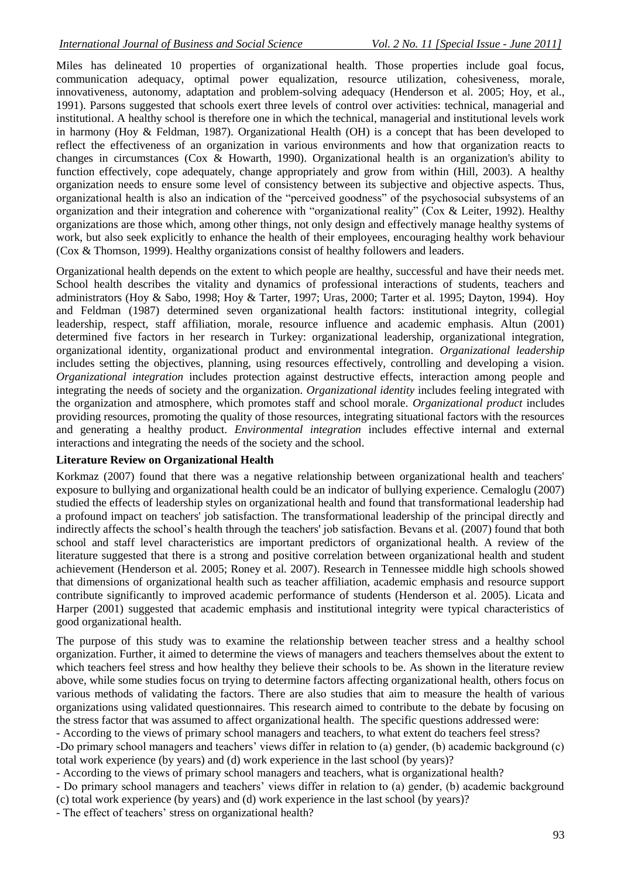Miles has delineated 10 properties of organizational health. Those properties include goal focus, communication adequacy, optimal power equalization, resource utilization, cohesiveness, morale, innovativeness, autonomy, adaptation and problem-solving adequacy (Henderson et al. 2005; Hoy, et al., 1991). Parsons suggested that schools exert three levels of control over activities: technical, managerial and institutional. A healthy school is therefore one in which the technical, managerial and institutional levels work in harmony (Hoy & Feldman, 1987). Organizational Health (OH) is a concept that has been developed to reflect the effectiveness of an organization in various environments and how that organization reacts to changes in circumstances (Cox & Howarth, 1990). Organizational health is an organization's ability to function effectively, cope adequately, change appropriately and grow from within (Hill, 2003). A healthy organization needs to ensure some level of consistency between its subjective and objective aspects. Thus, organizational health is also an indication of the "perceived goodness" of the psychosocial subsystems of an organization and their integration and coherence with "organizational reality" (Cox & Leiter, 1992). Healthy organizations are those which, among other things, not only design and effectively manage healthy systems of work, but also seek explicitly to enhance the health of their employees, encouraging healthy work behaviour (Cox & Thomson, 1999). Healthy organizations consist of healthy followers and leaders.

Organizational health depends on the extent to which people are healthy, successful and have their needs met. School health describes the vitality and dynamics of professional interactions of students, teachers and administrators (Hoy & Sabo, 1998; Hoy & Tarter, 1997; Uras, 2000; Tarter et al. 1995; Dayton, 1994). Hoy and Feldman (1987) determined seven organizational health factors: institutional integrity, collegial leadership, respect, staff affiliation, morale, resource influence and academic emphasis. Altun (2001) determined five factors in her research in Turkey: organizational leadership, organizational integration, organizational identity, organizational product and environmental integration. *Organizational leadership* includes setting the objectives, planning, using resources effectively, controlling and developing a vision. *Organizational integration* includes protection against destructive effects, interaction among people and integrating the needs of society and the organization. *Organizational identity* includes feeling integrated with the organization and atmosphere, which promotes staff and school morale. *Organizational product* includes providing resources, promoting the quality of those resources, integrating situational factors with the resources and generating a healthy product. *Environmental integration* includes effective internal and external interactions and integrating the needs of the society and the school.

## Literature Review on Organizational Health

Korkmaz (2007) found that there was a negative relationship between organizational health and teachers' exposure to bullying and organizational health could be an indicator of bullying experience. Cemaloglu (2007) studied the effects of leadership styles on organizational health and found that transformational leadership had a profound impact on teachers' job satisfaction. The transformational leadership of the principal directly and indirectly affects the school's health through the teachers' job satisfaction. Bevans et al. (2007) found that both school and staff level characteristics are important predictors of organizational health. A review of the literature suggested that there is a strong and positive correlation between organizational health and student achievement (Henderson et al. 2005; Roney et al. 2007). Research in Tennessee middle high schools showed that dimensions of organizational health such as teacher affiliation, academic emphasis and resource support contribute significantly to improved academic performance of students (Henderson et al. 2005). Licata and Harper (2001) suggested that academic emphasis and institutional integrity were typical characteristics of good organizational health.

The purpose of this study was to examine the relationship between teacher stress and a healthy school organization. Further, it aimed to determine the views of managers and teachers themselves about the extent to which teachers feel stress and how healthy they believe their schools to be. As shown in the literature review above, while some studies focus on trying to determine factors affecting organizational health, others focus on various methods of validating the factors. There are also studies that aim to measure the health of various organizations using validated questionnaires. This research aimed to contribute to the debate by focusing on the stress factor that was assumed to affect organizational health. The specific questions addressed were:

- According to the views of primary school managers and teachers, to what extent do teachers feel stress?
- Do primary school managers and teachers' views differ in relation to (a) gender, (b) academic background (c) total work experience (by years) and (d) work experience in the last school (by years)?
- According to the views of primary school managers and teachers, what is organizational health?
- Do primary school managers and teachers' views differ in relation to (a) gender, (b) academic background (c) total work experience (by years) and (d) work experience in the last school (by years)?
- The effect of teachers' stress on organizational health?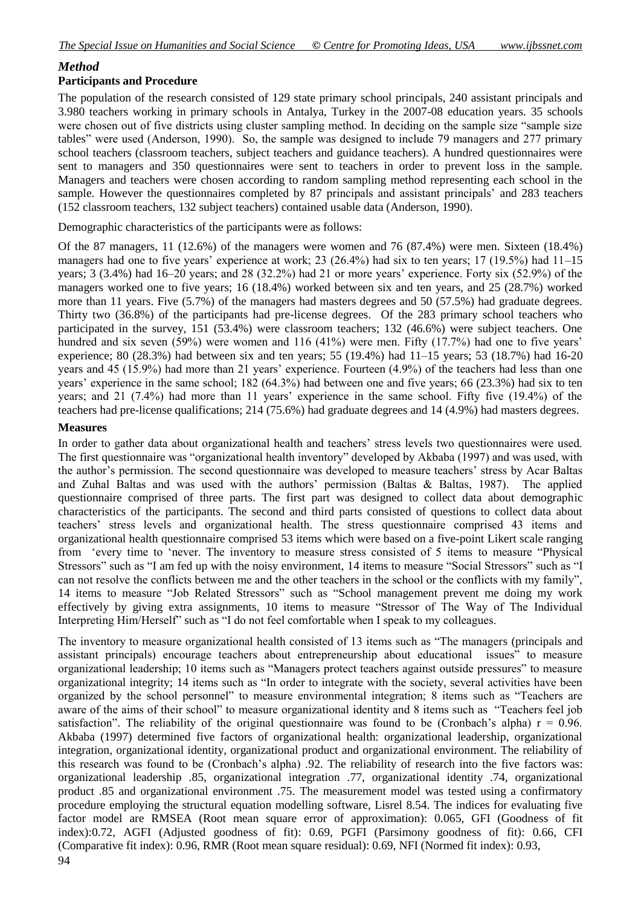## *Method*

### Participants and Procedure

The population of the research consisted of 129 state primary school principals, 240 assistant principals and 3.980 teachers working in primary schools in Antalya, Turkey in the 2007-08 education years. 35 schools were chosen out of five districts using cluster sampling method. In deciding on the sample size "sample size tables" were used (Anderson, 1990). So, the sample was designed to include 79 managers and 277 primary school teachers (classroom teachers, subject teachers and guidance teachers). A hundred questionnaires were sent to managers and 350 questionnaires were sent to teachers in order to prevent loss in the sample. Managers and teachers were chosen according to random sampling method representing each school in the sample. However the questionnaires completed by 87 principals and assistant principals' and 283 teachers (152 classroom teachers, 132 subject teachers) contained usable data (Anderson, 1990).

Demographic characteristics of the participants were as follows:

Of the 87 managers, 11 (12.6%) of the managers were women and 76 (87.4%) were men. Sixteen (18.4%) managers had one to five years' experience at work; 23 (26.4%) had six to ten years; 17 (19.5%) had 11–15 years; 3 (3.4%) had 16–20 years; and 28 (32.2%) had 21 or more years' experience. Forty six (52.9%) of the managers worked one to five years; 16 (18.4%) worked between six and ten years, and 25 (28.7%) worked more than 11 years. Five (5.7%) of the managers had masters degrees and 50 (57.5%) had graduate degrees. Thirty two (36.8%) of the participants had pre-license degrees. Of the 283 primary school teachers who participated in the survey, 151 (53.4%) were classroom teachers; 132 (46.6%) were subject teachers. One hundred and six seven (59%) were women and 116 (41%) were men. Fifty (17.7%) had one to five years' experience; 80 (28.3%) had between six and ten years; 55 (19.4%) had 11–15 years; 53 (18.7%) had 16-20 years and 45 (15.9%) had more than 21 years' experience. Fourteen (4.9%) of the teachers had less than one years' experience in the same school; 182 (64.3%) had between one and five years; 66 (23.3%) had six to ten years; and 21 (7.4%) had more than 11 years' experience in the same school. Fifty five (19.4%) of the teachers had pre-license qualifications; 214 (75.6%) had graduate degrees and 14 (4.9%) had masters degrees.

### Measures

In order to gather data about organizational health and teachers' stress levels two questionnaires were used. The first questionnaire was "organizational health inventory" developed by Akbaba (1997) and was used, with the author's permission. The second questionnaire was developed to measure teachers' stress by Acar Baltas and Zuhal Baltas and was used with the authors' permission (Baltas & Baltas, 1987). The applied questionnaire comprised of three parts. The first part was designed to collect data about demographic characteristics of the participants. The second and third parts consisted of questions to collect data about teachers' stress levels and organizational health. The stress questionnaire comprised 43 items and organizational health questionnaire comprised 53 items which were based on a five-point Likert scale ranging from 'every time to 'never. The inventory to measure stress consisted of 5 items to measure "Physical Stressors" such as "I am fed up with the noisy environment, 14 items to measure "Social Stressors" such as "I can not resolve the conflicts between me and the other teachers in the school or the conflicts with my family", 14 items to measure "Job Related Stressors" such as "School management prevent me doing my work effectively by giving extra assignments, 10 items to measure "Stressor of The Way of The Individual Interpreting Him/Herself" such as "I do not feel comfortable when I speak to my colleagues.

The inventory to measure organizational health consisted of 13 items such as "The managers (principals and assistant principals) encourage teachers about entrepreneurship about educational issues" to measure organizational leadership; 10 items such as "Managers protect teachers against outside pressures" to measure organizational integrity; 14 items such as "In order to integrate with the society, several activities have been organized by the school personnel" to measure environmental integration; 8 items such as "Teachers are aware of the aims of their school" to measure organizational identity and 8 items such as "Teachers feel job satisfaction". The reliability of the original questionnaire was found to be (Cronbach's alpha) r = 0.96. Akbaba (1997) determined five factors of organizational health: organizational leadership, organizational integration, organizational identity, organizational product and organizational environment. The reliability of this research was found to be (Cronbach's alpha) .92. The reliability of research into the five factors was: organizational leadership .85, organizational integration .77, organizational identity .74, organizational product .85 and organizational environment .75. The measurement model was tested using a confirmatory procedure employing the structural equation modelling software, Lisrel 8.54. The indices for evaluating five factor model are RMSEA (Root mean square error of approximation): 0.065, GFI (Goodness of fit index):0.72, AGFI (Adjusted goodness of fit): 0.69, PGFI (Parsimony goodness of fit): 0.66, CFI (Comparative fit index): 0.96, RMR (Root mean square residual): 0.69, NFI (Normed fit index): 0.93,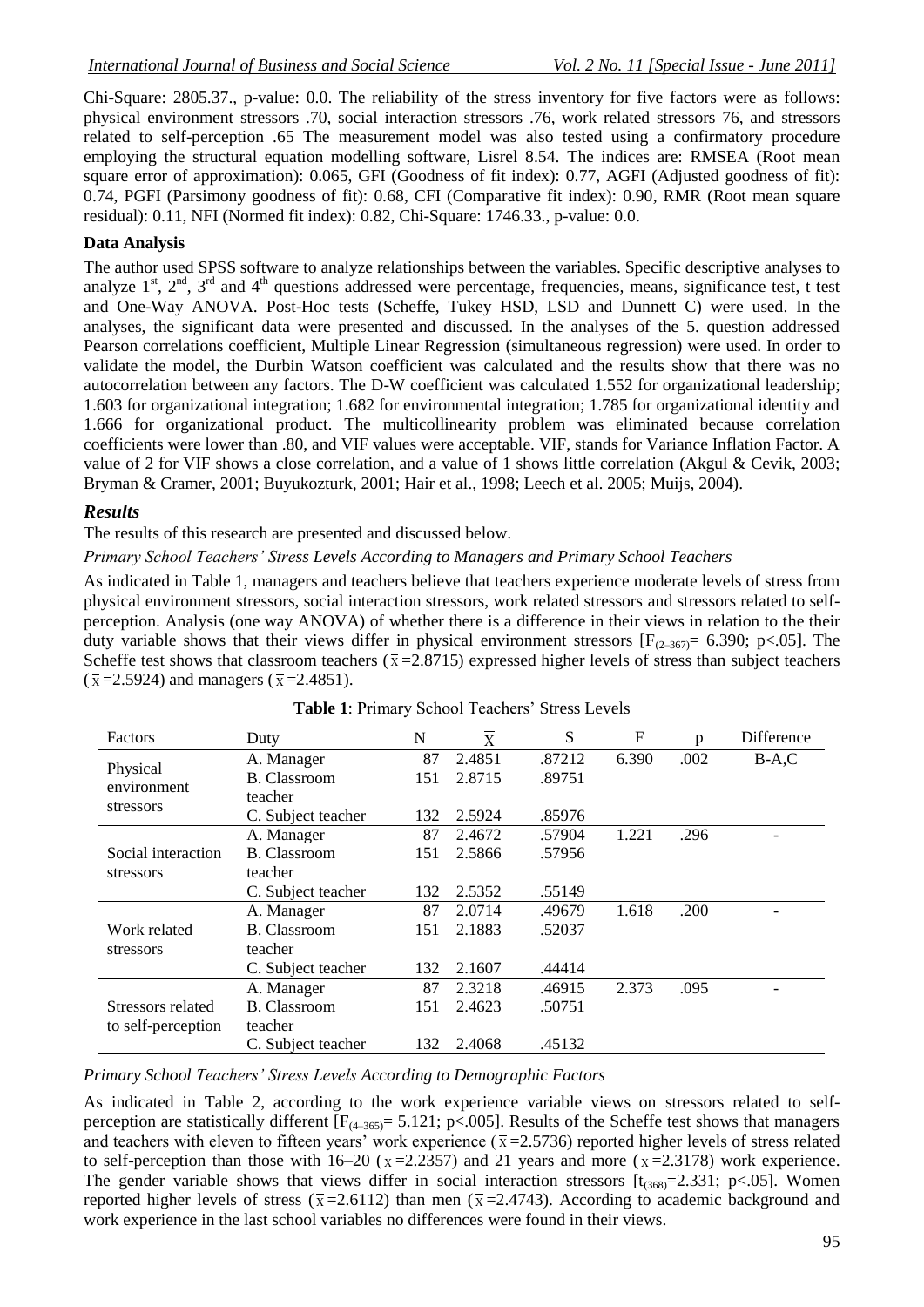Chi-Square: 2805.37., p-value: 0.0. The reliability of the stress inventory for five factors were as follows: physical environment stressors .70, social interaction stressors .76, work related stressors 76, and stressors related to self-perception .65 The measurement model was also tested using a confirmatory procedure employing the structural equation modelling software, Lisrel 8.54. The indices are: RMSEA (Root mean square error of approximation): 0.065, GFI (Goodness of fit index): 0.77, AGFI (Adjusted goodness of fit): 0.74, PGFI (Parsimony goodness of fit): 0.68, CFI (Comparative fit index): 0.90, RMR (Root mean square residual): 0.11, NFI (Normed fit index): 0.82, Chi-Square: 1746.33., p-value: 0.0.

**Data Analysis**

The author used SPSS software to analyze relationships between the variables. Specific descriptive analyses to analyze 1st, 2nd, 3rd and 4th questions addressed were percentage, frequencies, means, significance test, t test and One-Way ANOVA. Post-Hoc tests (Scheffe, Tukey HSD, LSD and Dunnett C) were used. In the analyses, the significant data were presented and discussed. In the analyses of the 5. question addressed Pearson correlations coefficient, Multiple Linear Regression (simultaneous regression) were used. In order to validate the model, the Durbin Watson coefficient was calculated and the results show that there was no autocorrelation between any factors. The D-W coefficient was calculated 1.552 for organizational leadership; 1.603 for organizational integration; 1.682 for environmental integration; 1.785 for organizational identity and 1.666 for organizational product. The multicollinearity problem was eliminated because correlation coefficients were lower than .80, and VIF values were acceptable. VIF, stands for Variance Inflation Factor. A value of 2 for VIF shows a close correlation, and a value of 1 shows little correlation (Akgul & Cevik, 2003; Bryman & Cramer, 2001; Buyukozturk, 2001; Hair et al., 1998; Leech et al. 2005; Muijs, 2004).

## *Results*

The results of this research are presented and discussed below.

*Primary School Teachers' Stress Levels According to Managers and Primary School Teachers*

As indicated in Table 1, managers and teachers believe that teachers experience moderate levels of stress from physical environment stressors, social interaction stressors, work related stressors and stressors related to self-perception. Analysis (one way ANOVA) of whether there is a difference in their views in relation to the their duty variable shows that their views differ in physical environment stressors [$F_{(2\text{–}367)} = 6.390$; $p<.05$]. The Scheffe test shows that classroom teachers ($\bar{x}=2.8715$) expressed higher levels of stress than subject teachers ($\bar{x}=2.5924$) and managers ($\bar{x}=2.4851$).

**Table 1**: Primary School Teachers' Stress Levels

| Factors | Duty | N | $\bar{X}$ | S | F | p | Difference |
|---|---|---|---|---|---|---|---|
| Physical environment stressors | A. Manager | 87 | 2.4851 | .87212 | 6.390 | .002 | B-A,C |
| | B. Classroom teacher | 151 | 2.8715 | .89751 | | | |
| | C. Subject teacher | 132 | 2.5924 | .85976 | | | |
| Social interaction stressors | A. Manager | 87 | 2.4672 | .57904 | 1.221 | .296 | - |
| | B. Classroom teacher | 151 | 2.5866 | .57956 | | | |
| | C. Subject teacher | 132 | 2.5352 | .55149 | | | |
| Work related stressors | A. Manager | 87 | 2.0714 | .49679 | 1.618 | .200 | - |
| | B. Classroom teacher | 151 | 2.1883 | .52037 | | | |
| | C. Subject teacher | 132 | 2.1607 | .44414 | | | |
| Stressors related to self-perception | A. Manager | 87 | 2.3218 | .46915 | 2.373 | .095 | - |
| | B. Classroom teacher | 151 | 2.4623 | .50751 | | | |
| | C. Subject teacher | 132 | 2.4068 | .45132 | | | |

*Primary School Teachers' Stress Levels According to Demographic Factors*

As indicated in Table 2, according to the work experience variable views on stressors related to self-perception are statistically different [$F_{(4\text{–}365)} = 5.121$; $p<.005$]. Results of the Scheffe test shows that managers and teachers with eleven to fifteen years' work experience ($\bar{x}=2.5736$) reported higher levels of stress related to self-perception than those with 16–20 ($\bar{x}=2.2357$) and 21 years and more ($\bar{x}=2.3178$) work experience. The gender variable shows that views differ in social interaction stressors [$t_{(368)}=2.331$; $p<.05$]. Women reported higher levels of stress ($\bar{x}=2.6112$) than men ($\bar{x}=2.4743$). According to academic background and work experience in the last school variables no differences were found in their views.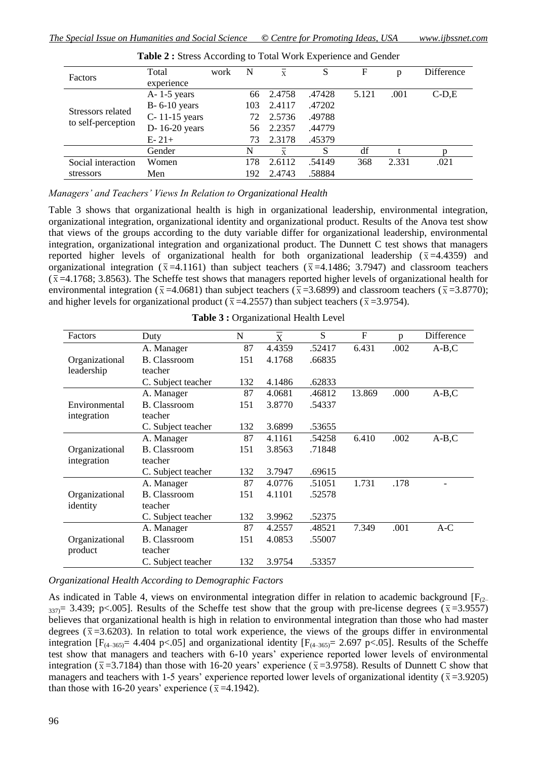**Table 2 :** Stress According to Total Work Experience and Gender

| Factors | Total work experience | N | $\bar{x}$ | S | F | p | Difference |
|---|---|---|---|---|---|---|---|
| Stressors related to self-perception | A- 1-5 years | 66 | 2.4758 | .47428 | 5.121 | .001 | C-D,E |
| | B- 6-10 years | 103 | 2.4117 | .47202 | | | |
| | C- 11-15 years | 72 | 2.5736 | .49788 | | | |
| | D- 16-20 years | 56 | 2.2357 | .44779 | | | |
| | E- 21+ | 73 | 2.3178 | .45379 | | | |
| | Gender | N | $\bar{x}$ | S | df | t | p |
| Social interaction stressors | Women | 178 | 2.6112 | .54149 | 368 | 2.331 | .021 |
| | Men | 192 | 2.4743 | .58884 | | | |

*Managers' and Teachers' Views In Relation to Organizational Health*

Table 3 shows that organizational health is high in organizational leadership, environmental integration, organizational integration, organizational identity and organizational product. Results of the Anova test show that views of the groups according to the duty variable differ for organizational leadership, environmental integration, organizational integration and organizational product. The Dunnett C test shows that managers reported higher levels of organizational health for both organizational leadership ($\bar{x}$=4.4359) and organizational integration ($\bar{x}$=4.1161) than subject teachers ($\bar{x}$=4.1486; 3.7947) and classroom teachers ($\bar{x}$=4.1768; 3.8563). The Scheffe test shows that managers reported higher levels of organizational health for environmental integration ($\bar{x}$=4.0681) than subject teachers ($\bar{x}$=3.6899) and classroom teachers ($\bar{x}$=3.8770); and higher levels for organizational product ($\bar{x}$=4.2557) than subject teachers ($\bar{x}$=3.9754).

**Table 3 :** Organizational Health Level

| Factors | Duty | N | $\bar{X}$ | S | F | p | Difference |
|---|---|---|---|---|---|---|---|
| Organizational leadership | A. Manager | 87 | 4.4359 | .52417 | 6.431 | .002 | A-B,C |
| | B. Classroom teacher | 151 | 4.1768 | .66835 | | | |
| | C. Subject teacher | 132 | 4.1486 | .62833 | | | |
| Environmental integration | A. Manager | 87 | 4.0681 | .46812 | 13.869 | .000 | A-B,C |
| | B. Classroom teacher | 151 | 3.8770 | .54337 | | | |
| | C. Subject teacher | 132 | 3.6899 | .53655 | | | |
| Organizational integration | A. Manager | 87 | 4.1161 | .54258 | 6.410 | .002 | A-B,C |
| | B. Classroom teacher | 151 | 3.8563 | .71848 | | | |
| | C. Subject teacher | 132 | 3.7947 | .69615 | | | |
| Organizational identity | A. Manager | 87 | 4.0776 | .51051 | 1.731 | .178 | - |
| | B. Classroom teacher | 151 | 4.1101 | .52578 | | | |
| | C. Subject teacher | 132 | 3.9962 | .52375 | | | |
| Organizational product | A. Manager | 87 | 4.2557 | .48521 | 7.349 | .001 | A-C |
| | B. Classroom teacher | 151 | 4.0853 | .55007 | | | |
| | C. Subject teacher | 132 | 3.9754 | .53357 | | | |

*Organizational Health According to Demographic Factors*

As indicated in Table 4, views on environmental integration differ in relation to academic background [$F_{(2-337)}$= 3.439; p<.005]. Results of the Scheffe test show that the group with pre-license degrees ($\bar{x}$=3.9557) believes that organizational health is high in relation to environmental integration than those who had master degrees ($\bar{x}$=3.6203). In relation to total work experience, the views of the groups differ in environmental integration [$F_{(4-365)}$= 4.404 p<.05] and organizational identity [$F_{(4-365)}$= 2.697 p<.05]. Results of the Scheffe test show that managers and teachers with 6-10 years' experience reported lower levels of environmental integration ($\bar{x}$=3.7184) than those with 16-20 years' experience ($\bar{x}$=3.9758). Results of Dunnett C show that managers and teachers with 1-5 years' experience reported lower levels of organizational identity ($\bar{x}$=3.9205) than those with 16-20 years' experience ($\bar{x}$=4.1942).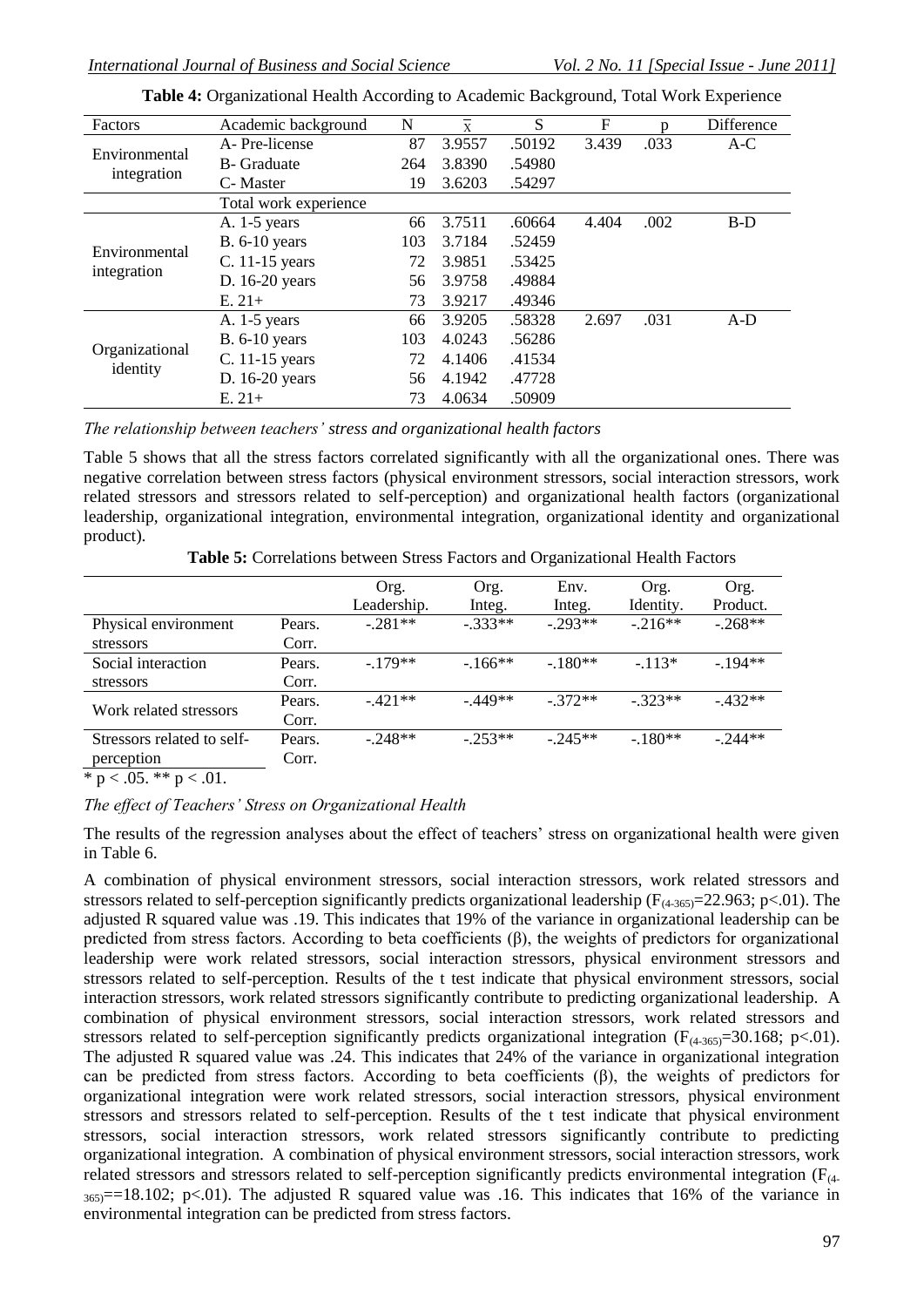**Table 4:** Organizational Health According to Academic Background, Total Work Experience

| Factors | Academic background | N | $\bar{x}$ | S | F | p | Difference |
|---|---|---|---|---|---|---|---|
| Environmental integration | A- Pre-license | 87 | 3.9557 | .50192 | 3.439 | .033 | A-C |
| | B- Graduate | 264 | 3.8390 | .54980 | | | |
| | C- Master | 19 | 3.6203 | .54297 | | | |
| | Total work experience | | | | | | |
| Environmental integration | A. 1-5 years | 66 | 3.7511 | .60664 | 4.404 | .002 | B-D |
| | B. 6-10 years | 103 | 3.7184 | .52459 | | | |
| | C. 11-15 years | 72 | 3.9851 | .53425 | | | |
| | D. 16-20 years | 56 | 3.9758 | .49884 | | | |
| | E. 21+ | 73 | 3.9217 | .49346 | | | |
| Organizational identity | A. 1-5 years | 66 | 3.9205 | .58328 | 2.697 | .031 | A-D |
| | B. 6-10 years | 103 | 4.0243 | .56286 | | | |
| | C. 11-15 years | 72 | 4.1406 | .41534 | | | |
| | D. 16-20 years | 56 | 4.1942 | .47728 | | | |
| | E. 21+ | 73 | 4.0634 | .50909 | | | |

*The relationship between teachers' stress and organizational health factors*

Table 5 shows that all the stress factors correlated significantly with all the organizational ones. There was negative correlation between stress factors (physical environment stressors, social interaction stressors, work related stressors and stressors related to self-perception) and organizational health factors (organizational leadership, organizational integration, environmental integration, organizational identity and organizational product).

**Table 5:** Correlations between Stress Factors and Organizational Health Factors

| | | Org. Leadership. | Org. Integ. | Env. Integ. | Org. Identity. | Org. Product. |
|---|---|---|---|---|---|---|
| Physical environment stressors | Pears. Corr. | -.281** | -.333** | -.293** | -.216** | -.268** |
| Social interaction stressors | Pears. Corr. | -.179** | -.166** | -.180** | -.113* | -.194** |
| Work related stressors | Pears. Corr. | -.421** | -.449** | -.372** | -.323** | -.432** |
| Stressors related to self-perception | Pears. Corr. | -.248** | -.253** | -.245** | -.180** | -.244** |

\* $p < .05$. ** $p < .01$.

*The effect of Teachers' Stress on Organizational Health*

The results of the regression analyses about the effect of teachers' stress on organizational health were given in Table 6.

A combination of physical environment stressors, social interaction stressors, work related stressors and stressors related to self-perception significantly predicts organizational leadership ($F_{(4\text{-}365)}$=22.963; p<.01). The adjusted R squared value was .19. This indicates that 19% of the variance in organizational leadership can be predicted from stress factors. According to beta coefficients (β), the weights of predictors for organizational leadership were work related stressors, social interaction stressors, physical environment stressors and stressors related to self-perception. Results of the t test indicate that physical environment stressors, social interaction stressors, work related stressors significantly contribute to predicting organizational leadership. A combination of physical environment stressors, social interaction stressors, work related stressors and stressors related to self-perception significantly predicts organizational integration ($F_{(4\text{-}365)}$=30.168; p<.01). The adjusted R squared value was .24. This indicates that 24% of the variance in organizational integration can be predicted from stress factors. According to beta coefficients (β), the weights of predictors for organizational integration were work related stressors, social interaction stressors, physical environment stressors and stressors related to self-perception. Results of the t test indicate that physical environment stressors, social interaction stressors, work related stressors significantly contribute to predicting organizational integration. A combination of physical environment stressors, social interaction stressors, work related stressors and stressors related to self-perception significantly predicts environmental integration ($F_{(4\text{-}365)}$==18.102; p<.01). The adjusted R squared value was .16. This indicates that 16% of the variance in environmental integration can be predicted from stress factors.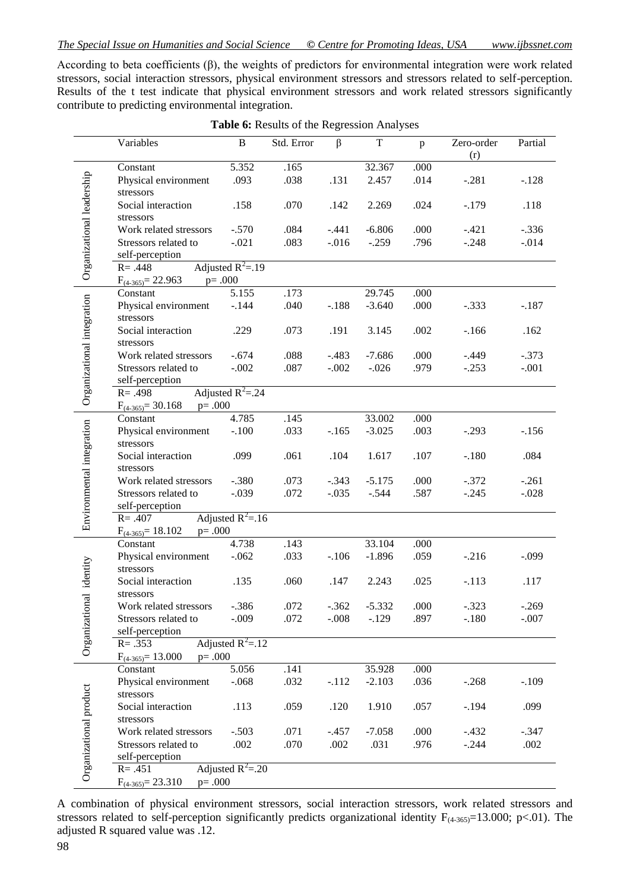According to beta coefficients (β), the weights of predictors for environmental integration were work related stressors, social interaction stressors, physical environment stressors and stressors related to self-perception. Results of the t test indicate that physical environment stressors and work related stressors significantly contribute to predicting environmental integration.

**Table 6:** Results of the Regression Analyses

| | Variables | B | Std. Error | β | T | p | Zero-order (r) | Partial |
|---|---|---|---|---|---|---|---|---|
| Organizational leadership | Constant | 5.352 | .165 | | 32.367 | .000 | | |
| | Physical environment stressors | .093 | .038 | .131 | 2.457 | .014 | -.281 | -.128 |
| | Social interaction stressors | .158 | .070 | .142 | 2.269 | .024 | -.179 | .118 |
| | Work related stressors | -.570 | .084 | -.441 | -6.806 | .000 | -.421 | -.336 |
| | Stressors related to self-perception | -.021 | .083 | -.016 | -.259 | .796 | -.248 | -.014 |
| | R= .448 Adjusted $R^2$=.19 $F_{(4\text{-}365)}$= 22.963 p= .000 | | | | | | | |
| Organizational integration | Constant | 5.155 | .173 | | 29.745 | .000 | | |
| | Physical environment stressors | -.144 | .040 | -.188 | -3.640 | .000 | -.333 | -.187 |
| | Social interaction stressors | .229 | .073 | .191 | 3.145 | .002 | -.166 | .162 |
| | Work related stressors | -.674 | .088 | -.483 | -7.686 | .000 | -.449 | -.373 |
| | Stressors related to self-perception | -.002 | .087 | -.002 | -.026 | .979 | -.253 | -.001 |
| | R= .498 Adjusted $R^2$=.24 $F_{(4\text{-}365)}$= 30.168 p= .000 | | | | | | | |
| Environmental integration | Constant | 4.785 | .145 | | 33.002 | .000 | | |
| | Physical environment stressors | -.100 | .033 | -.165 | -3.025 | .003 | -.293 | -.156 |
| | Social interaction stressors | .099 | .061 | .104 | 1.617 | .107 | -.180 | .084 |
| | Work related stressors | -.380 | .073 | -.343 | -5.175 | .000 | -.372 | -.261 |
| | Stressors related to self-perception | -.039 | .072 | -.035 | -.544 | .587 | -.245 | -.028 |
| | R= .407 Adjusted $R^2$=.16 $F_{(4\text{-}365)}$= 18.102 p= .000 | | | | | | | |
| Organizational identity | Constant | 4.738 | .143 | | 33.104 | .000 | | |
| | Physical environment stressors | -.062 | .033 | -.106 | -1.896 | .059 | -.216 | -.099 |
| | Social interaction stressors | .135 | .060 | .147 | 2.243 | .025 | -.113 | .117 |
| | Work related stressors | -.386 | .072 | -.362 | -5.332 | .000 | -.323 | -.269 |
| | Stressors related to self-perception | -.009 | .072 | -.008 | -.129 | .897 | -.180 | -.007 |
| | R= .353 Adjusted $R^2$=.12 $F_{(4\text{-}365)}$= 13.000 p= .000 | | | | | | | |
| Organizational product | Constant | 5.056 | .141 | | 35.928 | .000 | | |
| | Physical environment stressors | -.068 | .032 | -.112 | -2.103 | .036 | -.268 | -.109 |
| | Social interaction stressors | .113 | .059 | .120 | 1.910 | .057 | -.194 | .099 |
| | Work related stressors | -.503 | .071 | -.457 | -7.058 | .000 | -.432 | -.347 |
| | Stressors related to self-perception | .002 | .070 | .002 | .031 | .976 | -.244 | .002 |
| | R= .451 Adjusted $R^2$=.20 $F_{(4\text{-}365)}$= 23.310 p= .000 | | | | | | | |

A combination of physical environment stressors, social interaction stressors, work related stressors and stressors related to self-perception significantly predicts organizational identity $F_{(4\text{-}365)}$=13.000; $p<.01$). The adjusted R squared value was .12.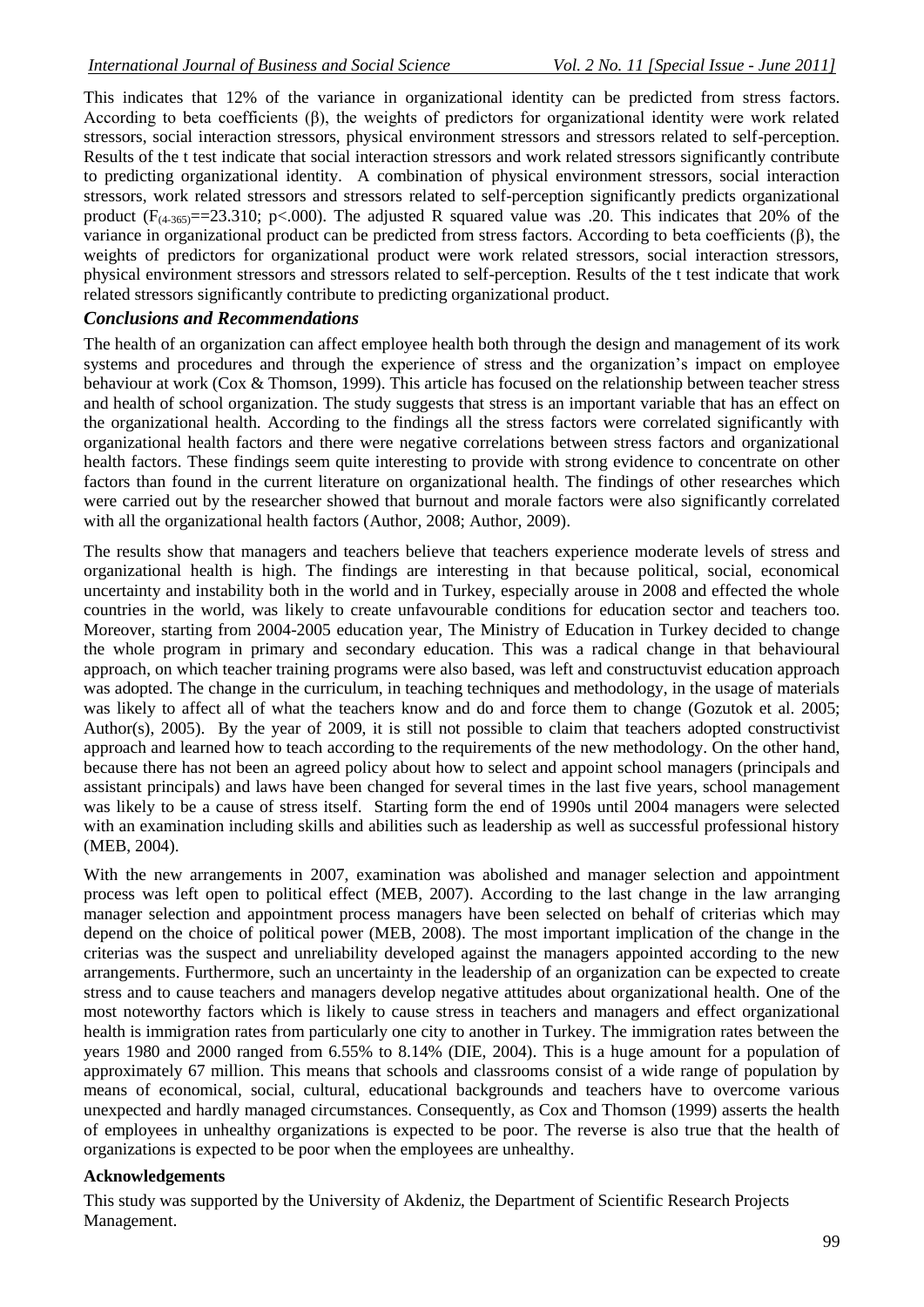This indicates that 12% of the variance in organizational identity can be predicted from stress factors. According to beta coefficients (β), the weights of predictors for organizational identity were work related stressors, social interaction stressors, physical environment stressors and stressors related to self-perception. Results of the t test indicate that social interaction stressors and work related stressors significantly contribute to predicting organizational identity. A combination of physical environment stressors, social interaction stressors, work related stressors and stressors related to self-perception significantly predicts organizational product ($F_{(4\text{-}365)}$==23.310; p<.000). The adjusted R squared value was .20. This indicates that 20% of the variance in organizational product can be predicted from stress factors. According to beta coefficients (β), the weights of predictors for organizational product were work related stressors, social interaction stressors, physical environment stressors and stressors related to self-perception. Results of the t test indicate that work related stressors significantly contribute to predicting organizational product.

## *Conclusions and Recommendations*

The health of an organization can affect employee health both through the design and management of its work systems and procedures and through the experience of stress and the organization's impact on employee behaviour at work (Cox & Thomson, 1999). This article has focused on the relationship between teacher stress and health of school organization. The study suggests that stress is an important variable that has an effect on the organizational health. According to the findings all the stress factors were correlated significantly with organizational health factors and there were negative correlations between stress factors and organizational health factors. These findings seem quite interesting to provide with strong evidence to concentrate on other factors than found in the current literature on organizational health. The findings of other researches which were carried out by the researcher showed that burnout and morale factors were also significantly correlated with all the organizational health factors (Author, 2008; Author, 2009).

The results show that managers and teachers believe that teachers experience moderate levels of stress and organizational health is high. The findings are interesting in that because political, social, economical uncertainty and instability both in the world and in Turkey, especially arouse in 2008 and effected the whole countries in the world, was likely to create unfavourable conditions for education sector and teachers too. Moreover, starting from 2004-2005 education year, The Ministry of Education in Turkey decided to change the whole program in primary and secondary education. This was a radical change in that behavioural approach, on which teacher training programs were also based, was left and constructuvist education approach was adopted. The change in the curriculum, in teaching techniques and methodology, in the usage of materials was likely to affect all of what the teachers know and do and force them to change (Gozutok et al. 2005; Author(s), 2005). By the year of 2009, it is still not possible to claim that teachers adopted constructivist approach and learned how to teach according to the requirements of the new methodology. On the other hand, because there has not been an agreed policy about how to select and appoint school managers (principals and assistant principals) and laws have been changed for several times in the last five years, school management was likely to be a cause of stress itself. Starting form the end of 1990s until 2004 managers were selected with an examination including skills and abilities such as leadership as well as successful professional history (MEB, 2004).

With the new arrangements in 2007, examination was abolished and manager selection and appointment process was left open to political effect (MEB, 2007). According to the last change in the law arranging manager selection and appointment process managers have been selected on behalf of criterias which may depend on the choice of political power (MEB, 2008). The most important implication of the change in the criterias was the suspect and unreliability developed against the managers appointed according to the new arrangements. Furthermore, such an uncertainty in the leadership of an organization can be expected to create stress and to cause teachers and managers develop negative attitudes about organizational health. One of the most noteworthy factors which is likely to cause stress in teachers and managers and effect organizational health is immigration rates from particularly one city to another in Turkey. The immigration rates between the years 1980 and 2000 ranged from 6.55% to 8.14% (DIE, 2004). This is a huge amount for a population of approximately 67 million. This means that schools and classrooms consist of a wide range of population by means of economical, social, cultural, educational backgrounds and teachers have to overcome various unexpected and hardly managed circumstances. Consequently, as Cox and Thomson (1999) asserts the health of employees in unhealthy organizations is expected to be poor. The reverse is also true that the health of organizations is expected to be poor when the employees are unhealthy.

### Acknowledgements

This study was supported by the University of Akdeniz, the Department of Scientific Research Projects Management.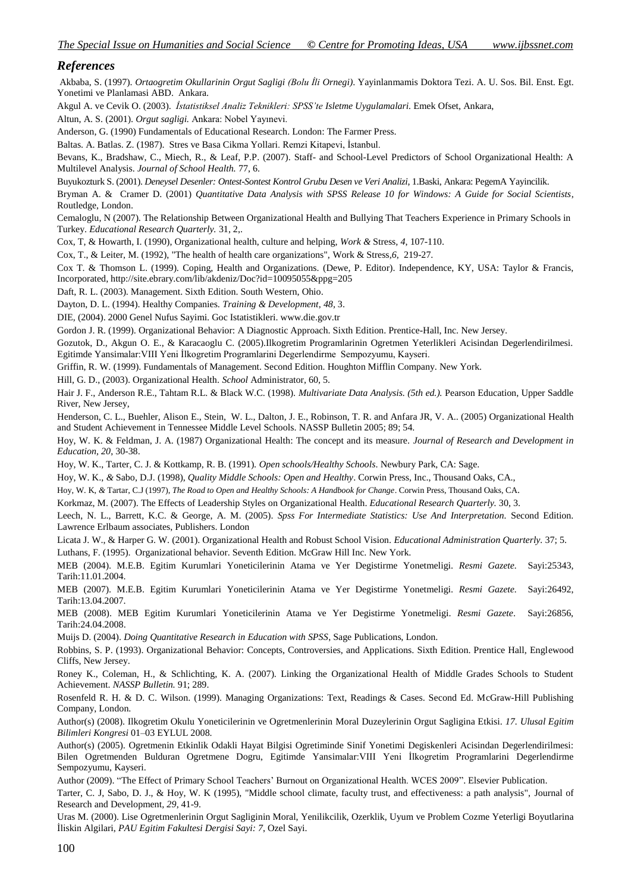## References

Akbaba, S. (1997). *Ortaogretim Okullarinin Orgut Sagligi (Bolu İli Ornegi)*. Yayinlanmamis Doktora Tezi. A. U. Sos. Bil. Enst. Egt. Yonetimi ve Planlamasi ABD. Ankara.

Akgul A. ve Cevik O. (2003). *İstatistiksel Analiz Teknikleri: SPSS'te Isletme Uygulamalari.* Emek Ofset, Ankara,

Altun, A. S. (2001). *Orgut sagligi.* Ankara: Nobel Yayınevi.

Anderson, G. (1990) Fundamentals of Educational Research. London: The Farmer Press.

Baltas. A. Batlas. Z. (1987). Stres ve Basa Cikma Yollari. Remzi Kitapevi, İstanbul.

Bevans, K., Bradshaw, C., Miech, R., & Leaf, P.P. (2007). Staff- and School-Level Predictors of School Organizational Health: A Multilevel Analysis. *Journal of School Health.* 77, 6.

Buyukozturk S. (2001). *Deneysel Desenler: Ontest-Sontest Kontrol Grubu Desen ve Veri Analizi*, 1.Baski, Ankara: PegemA Yayincilik.

Bryman A. & Cramer D. (2001) *Quantitative Data Analysis with SPSS Release 10 for Windows: A Guide for Social Scientists*, Routledge, London.

Cemaloglu, N (2007). The Relationship Between Organizational Health and Bullying That Teachers Experience in Primary Schools in Turkey. *Educational Research Quarterly.* 31, 2,.

Cox, T, & Howarth, I. (1990), Organizational health, culture and helping, *Work &* Stress, *4*, 107-110.

Cox, T., & Leiter, M. (1992), "The health of health care organizations", Work & Stress,*6*, 219-27.

Cox T. & Thomson L. (1999). Coping, Health and Organizations. (Dewe, P. Editor). Independence, KY, USA: Taylor & Francis, Incorporated, http://site.ebrary.com/lib/akdeniz/Doc?id=10095055&ppg=205

Daft, R. L. (2003). Management. Sixth Edition. South Western, Ohio.

Dayton, D. L. (1994). Healthy Companies. *Training & Development, 48*, 3.

DIE, (2004). 2000 Genel Nufus Sayimi. Goc Istatistikleri. www.die.gov.tr

Gordon J. R. (1999). Organizational Behavior: A Diagnostic Approach. Sixth Edition. Prentice-Hall, Inc. New Jersey.

Gozutok, D., Akgun O. E., & Karacaoglu C. (2005).Ilkogretim Programlarinin Ogretmen Yeterlikleri Acisindan Degerlendirilmesi. Egitimde Yansimalar:VIII Yeni İlkogretim Programlarini Degerlendirme Sempozyumu, Kayseri.

Griffin, R. W. (1999). Fundamentals of Management. Second Edition. Houghton Mifflin Company. New York.

Hill, G. D., (2003). Organizational Health. *School* Administrator, 60, 5.

Hair J. F., Anderson R.E., Tahtam R.L. & Black W.C. (1998). *Multivariate Data Analysis. (5th ed.).* Pearson Education, Upper Saddle River, New Jersey,

Henderson, C. L., Buehler, Alison E., Stein, W. L., Dalton, J. E., Robinson, T. R. and Anfara JR, V. A.. (2005) Organizational Health and Student Achievement in Tennessee Middle Level Schools. NASSP Bulletin 2005; 89; 54.

Hoy, W. K. & Feldman, J. A. (1987) Organizational Health: The concept and its measure. *Journal of Research and Development in Education, 20*, 30-38.

Hoy, W. K., Tarter, C. J. & Kottkamp, R. B. (1991). *Open schools/Healthy Schools*. Newbury Park, CA: Sage.

Hoy, W. K., *&* Sabo, D.J. (1998), *Quality Middle Schools: Open and Healthy*. Corwin Press, Inc., Thousand Oaks, CA.,

Hoy, W. K, *&* Tartar, C.J (1997), *The Road to Open and Healthy Schools: A Handbook for Change*. Corwin Press, Thousand Oaks, CA.

Korkmaz, M. (2007). The Effects of Leadership Styles on Organizational Health. *Educational Research Quarterly.* 30, 3.

Leech, N. L., Barrett, K.C. & George, A. M. (2005). *Spss For Intermediate Statistics: Use And Interpretation*. Second Edition. Lawrence Erlbaum associates, Publishers. London

Licata J. W., & Harper G. W. (2001). Organizational Health and Robust School Vision. *Educational Administration Quarterly.* 37; 5.

Luthans, F. (1995). Organizational behavior. Seventh Edition. McGraw Hill Inc. New York.

MEB (2004). M.E.B. Egitim Kurumlari Yoneticilerinin Atama ve Yer Degistirme Yonetmeligi. *Resmi Gazete.* Sayi:25343, Tarih:11.01.2004.

MEB (2007). M.E.B. Egitim Kurumlari Yoneticilerinin Atama ve Yer Degistirme Yonetmeligi. *Resmi Gazete.* Sayi:26492, Tarih:13.04.2007.

MEB (2008). MEB Egitim Kurumlari Yoneticilerinin Atama ve Yer Degistirme Yonetmeligi. *Resmi Gazete*. Sayi:26856, Tarih:24.04.2008.

Muijs D. (2004). *Doing Quantitative Research in Education with SPSS*, Sage Publications, London.

Robbins, S. P. (1993). Organizational Behavior: Concepts, Controversies, and Applications. Sixth Edition. Prentice Hall, Englewood Cliffs, New Jersey.

Roney K., Coleman, H., & Schlichting, K. A. (2007). Linking the Organizational Health of Middle Grades Schools to Student Achievement. *NASSP Bulletin.* 91; 289.

Rosenfeld R. H. & D. C. Wilson. (1999). Managing Organizations: Text, Readings & Cases. Second Ed. McGraw-Hill Publishing Company, London.

Author(s) (2008). Ilkogretim Okulu Yoneticilerinin ve Ogretmenlerinin Moral Duzeylerinin Orgut Sagligina Etkisi. *17. Ulusal Egitim Bilimleri Kongresi* 01–03 EYLUL 2008.

Author(s) (2005). Ogretmenin Etkinlik Odakli Hayat Bilgisi Ogretiminde Sinif Yonetimi Degiskenleri Acisindan Degerlendirilmesi: Bilen Ogretmenden Bulduran Ogretmene Dogru, Egitimde Yansimalar:VIII Yeni İlkogretim Programlarini Degerlendirme Sempozyumu, Kayseri.

Author (2009). "The Effect of Primary School Teachers' Burnout on Organizational Health. WCES 2009". Elsevier Publication.

Tarter, C. J, Sabo, D. J., & Hoy, W. K (1995), "Middle school climate, faculty trust, and effectiveness: a path analysis", Journal of Research and Development, *29*, 41-9.

Uras M. (2000). Lise Ogretmenlerinin Orgut Sagliginin Moral, Yenilikcilik, Ozerklik, Uyum ve Problem Cozme Yeterligi Boyutlarina İliskin Algilari, *PAU Egitim Fakultesi Dergisi Sayi: 7*, Ozel Sayi.